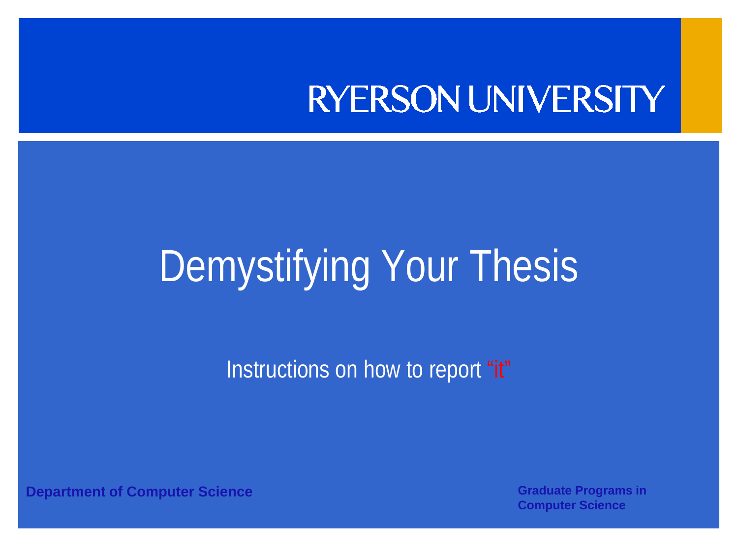RYERSON UNIVERSITY

# Demystifying Your Thesis

Instructions on how to report "it"

**Department of Computer Science**

**Graduate Programs in Computer Science**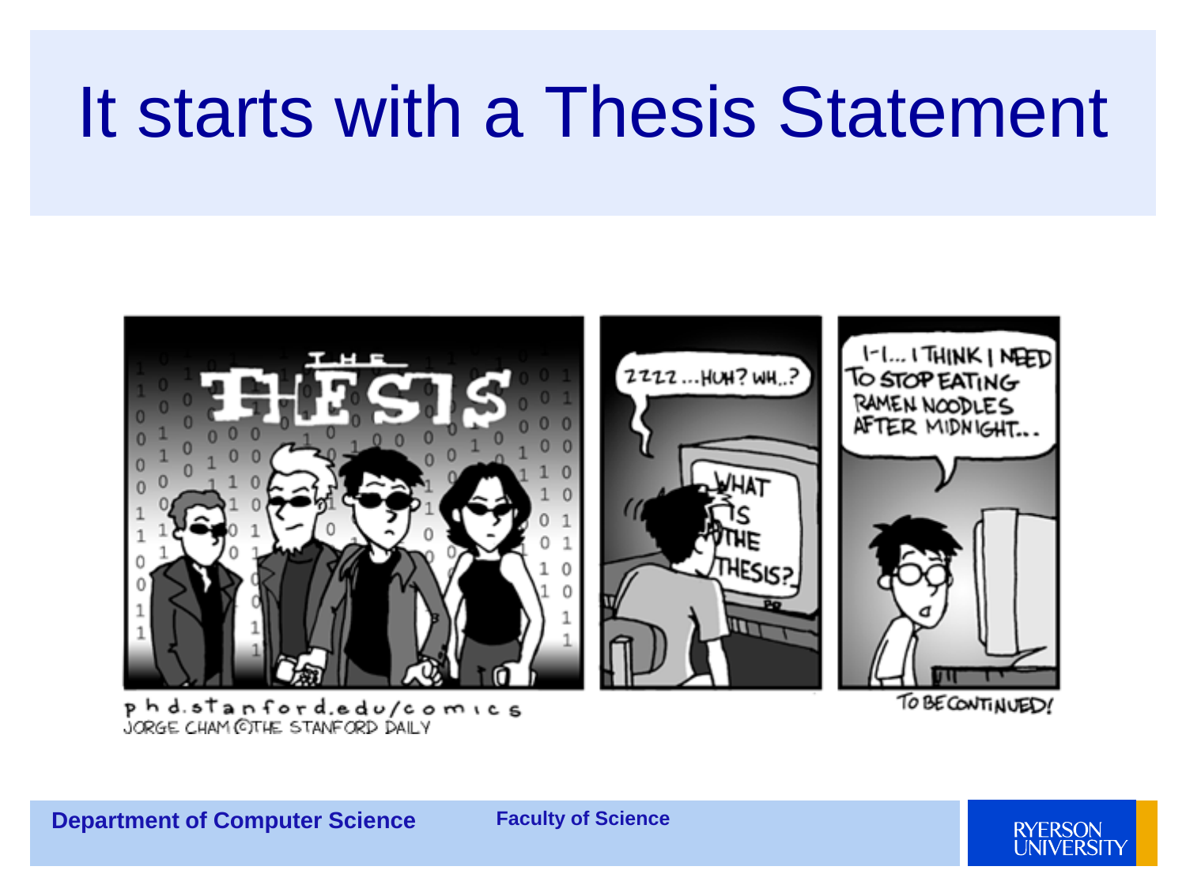# It starts with a Thesis Statement

THE THESIS

ZZZZ...HUH? WH..?

WHAT IS THE THESIS?

I-I... I THINK I NEED TO STOP EATING RAMEN NOODLES AFTER MIDNIGHT...

phd.stanford.edu/comics
JORGE CHAM ©THE STANFORD DAILY

TO BE CONTINUED!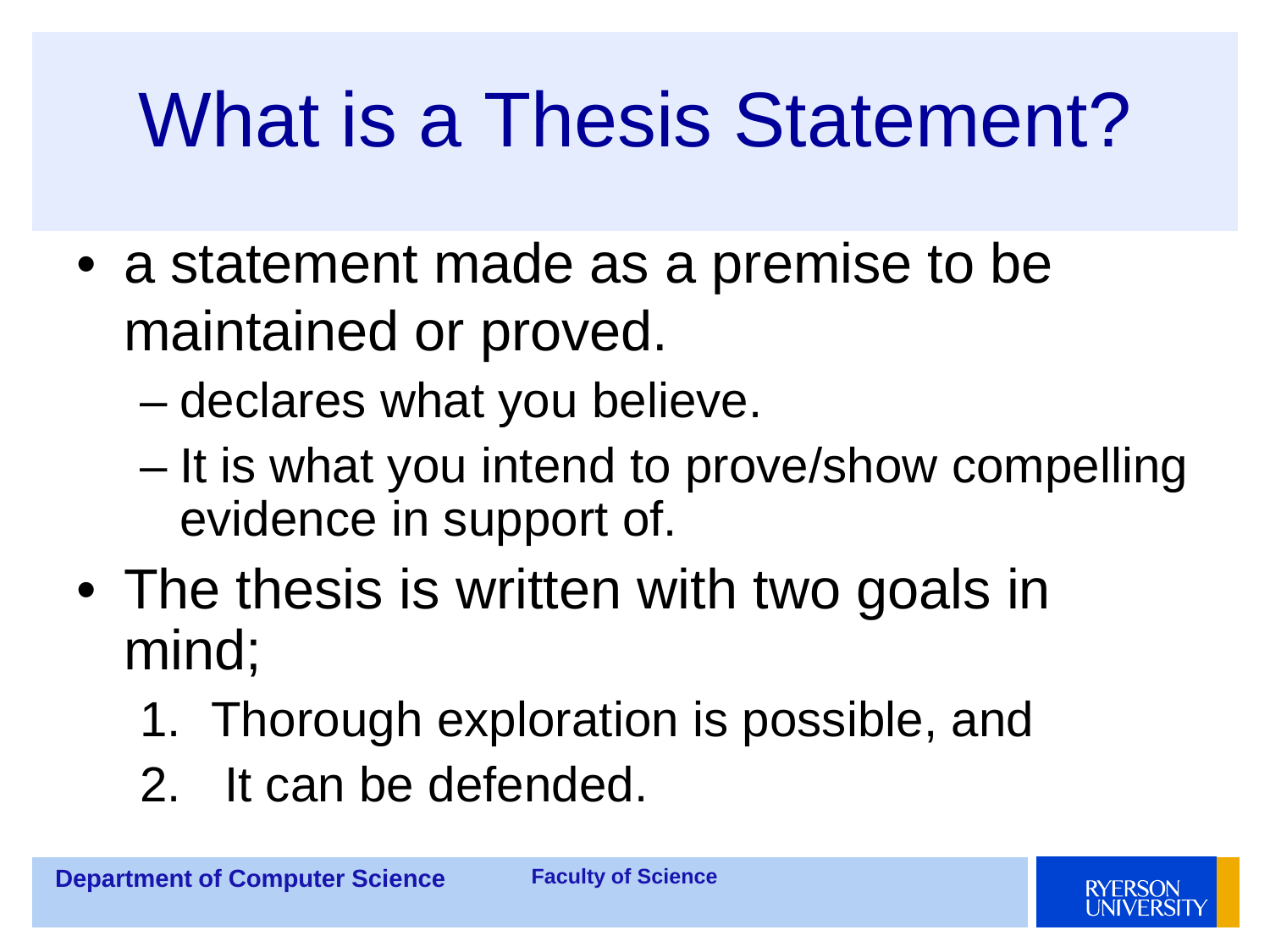# What is a Thesis Statement?

- a statement made as a premise to be maintained or proved.
  - declares what you believe.
  - It is what you intend to prove/show compelling evidence in support of.
- The thesis is written with two goals in mind;
  1. Thorough exploration is possible, and
  2. It can be defended.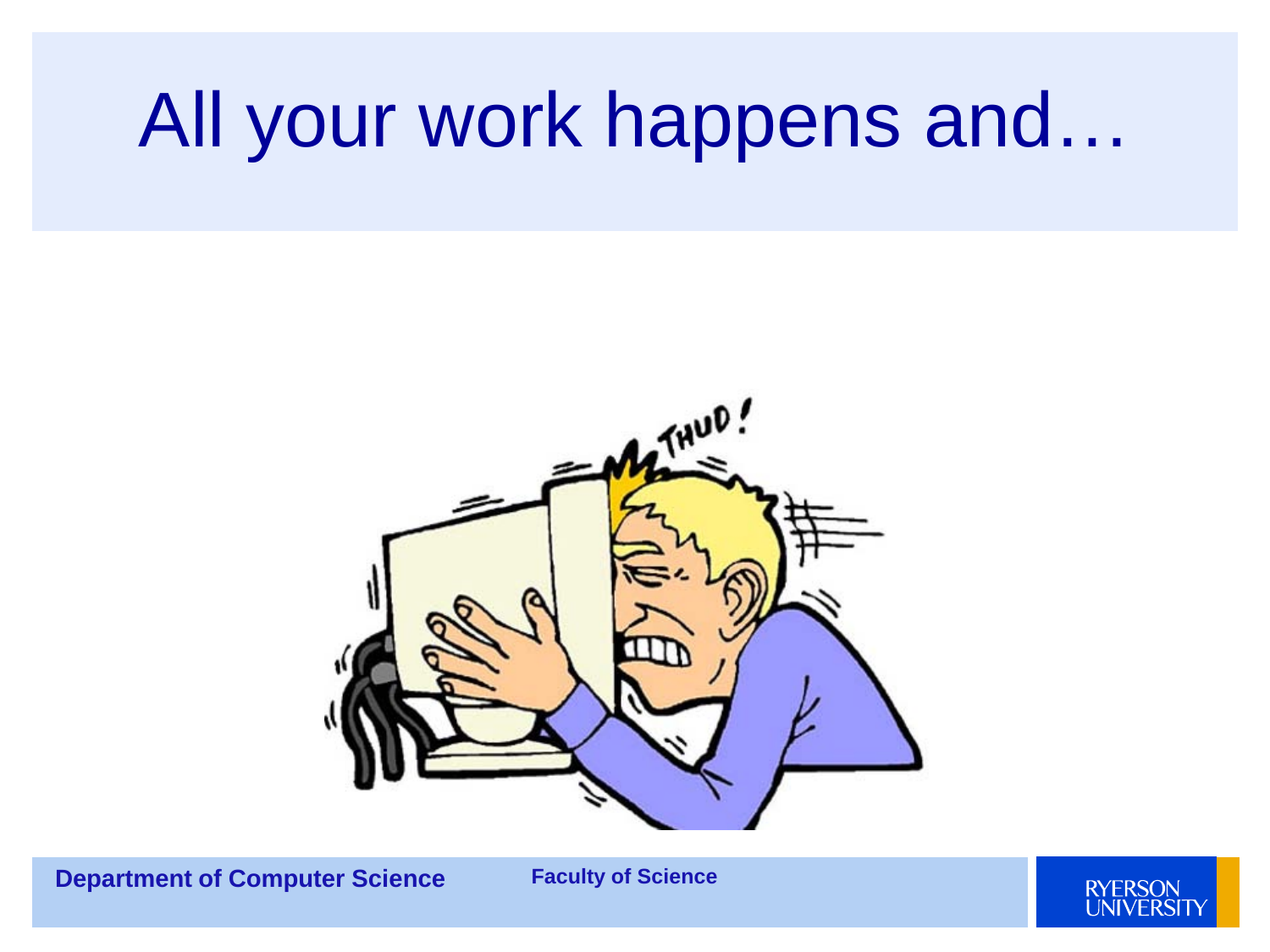# All your work happens and…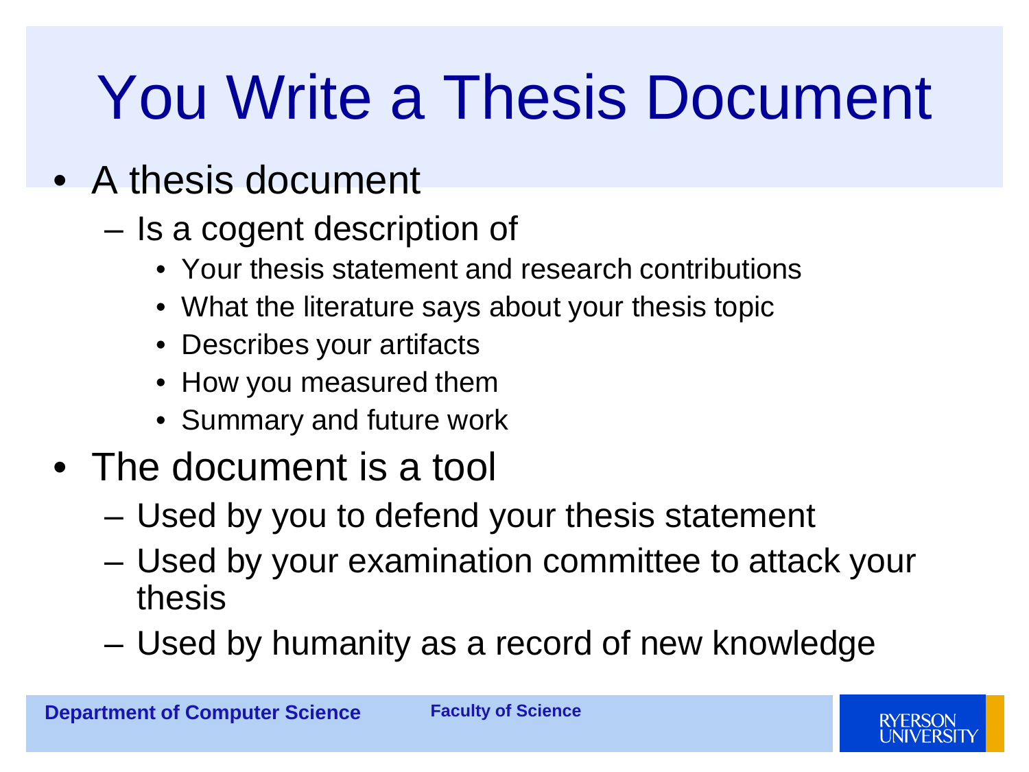# You Write a Thesis Document

- A thesis document
  - Is a cogent description of
    - Your thesis statement and research contributions
    - What the literature says about your thesis topic
    - Describes your artifacts
    - How you measured them
    - Summary and future work
- The document is a tool
  - Used by you to defend your thesis statement
  - Used by your examination committee to attack your thesis
  - Used by humanity as a record of new knowledge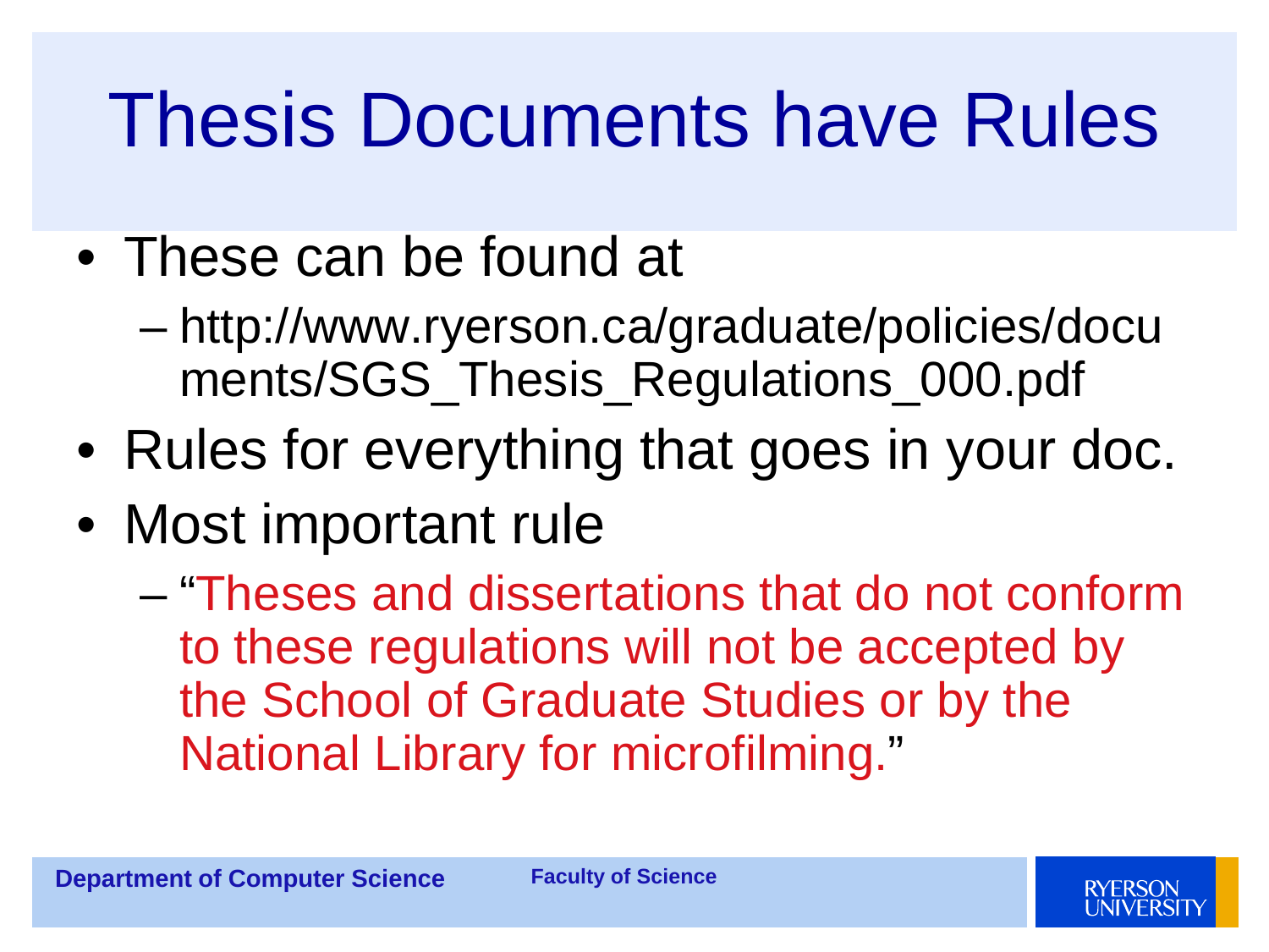# Thesis Documents have Rules

- These can be found at
  - http://www.ryerson.ca/graduate/policies/documents/SGS_Thesis_Regulations_000.pdf
- Rules for everything that goes in your doc.
- Most important rule
  - "Theses and dissertations that do not conform to these regulations will not be accepted by the School of Graduate Studies or by the National Library for microfilming."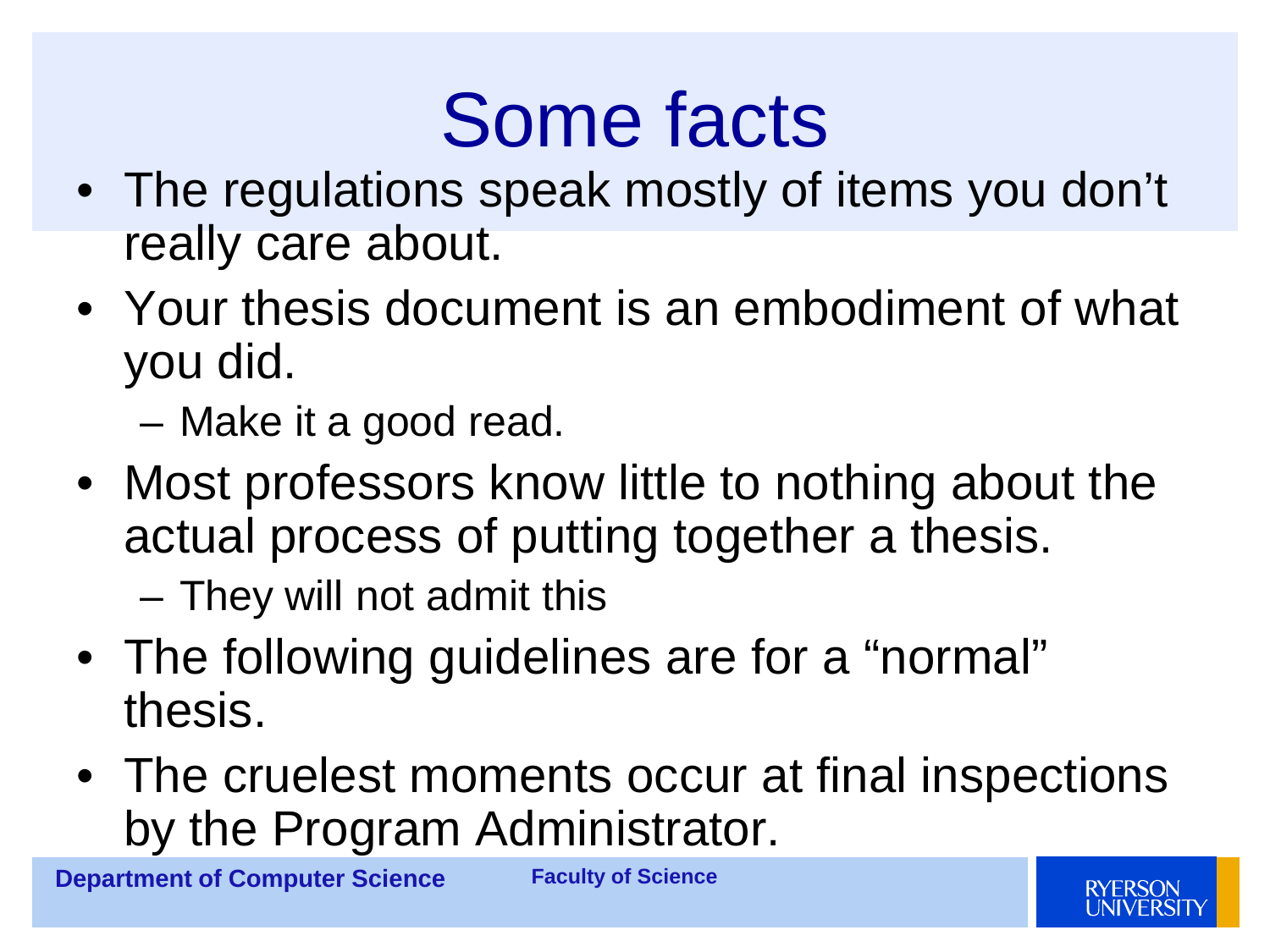# Some facts

- The regulations speak mostly of items you don't really care about.
- Your thesis document is an embodiment of what you did.
  - Make it a good read.
- Most professors know little to nothing about the actual process of putting together a thesis.
  - They will not admit this
- The following guidelines are for a "normal" thesis.
- The cruelest moments occur at final inspections by the Program Administrator.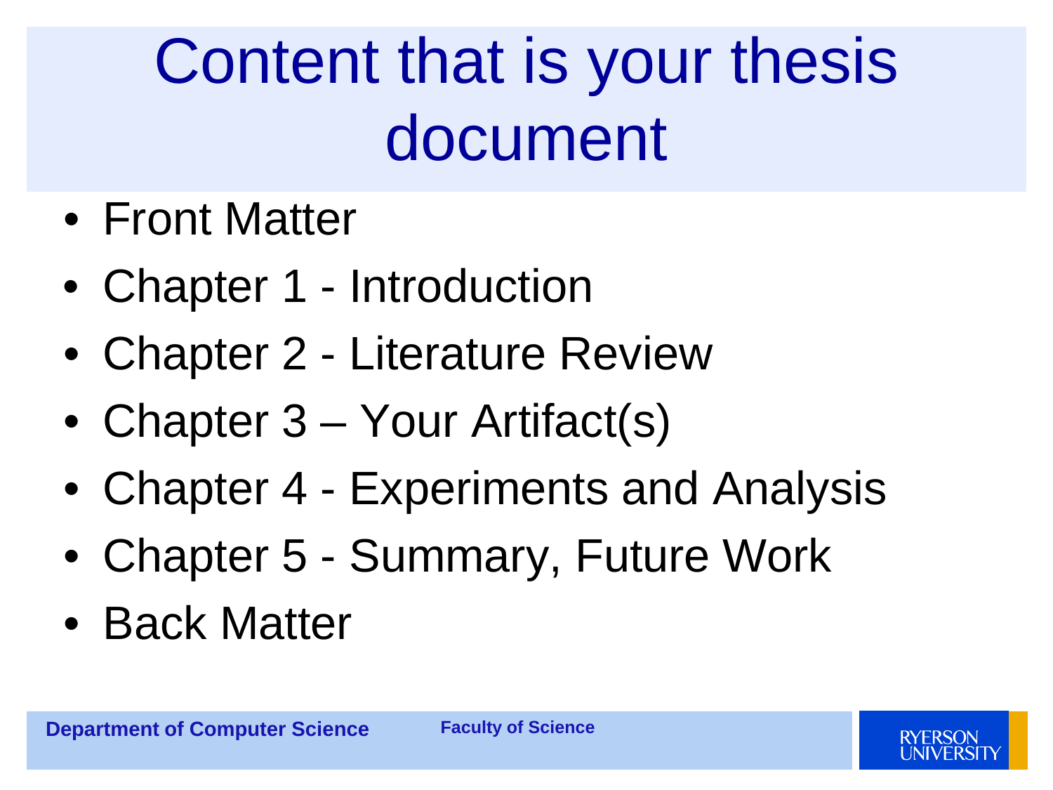# Content that is your thesis document

- Front Matter
- Chapter 1 - Introduction
- Chapter 2 - Literature Review
- Chapter 3 – Your Artifact(s)
- Chapter 4 - Experiments and Analysis
- Chapter 5 - Summary, Future Work
- Back Matter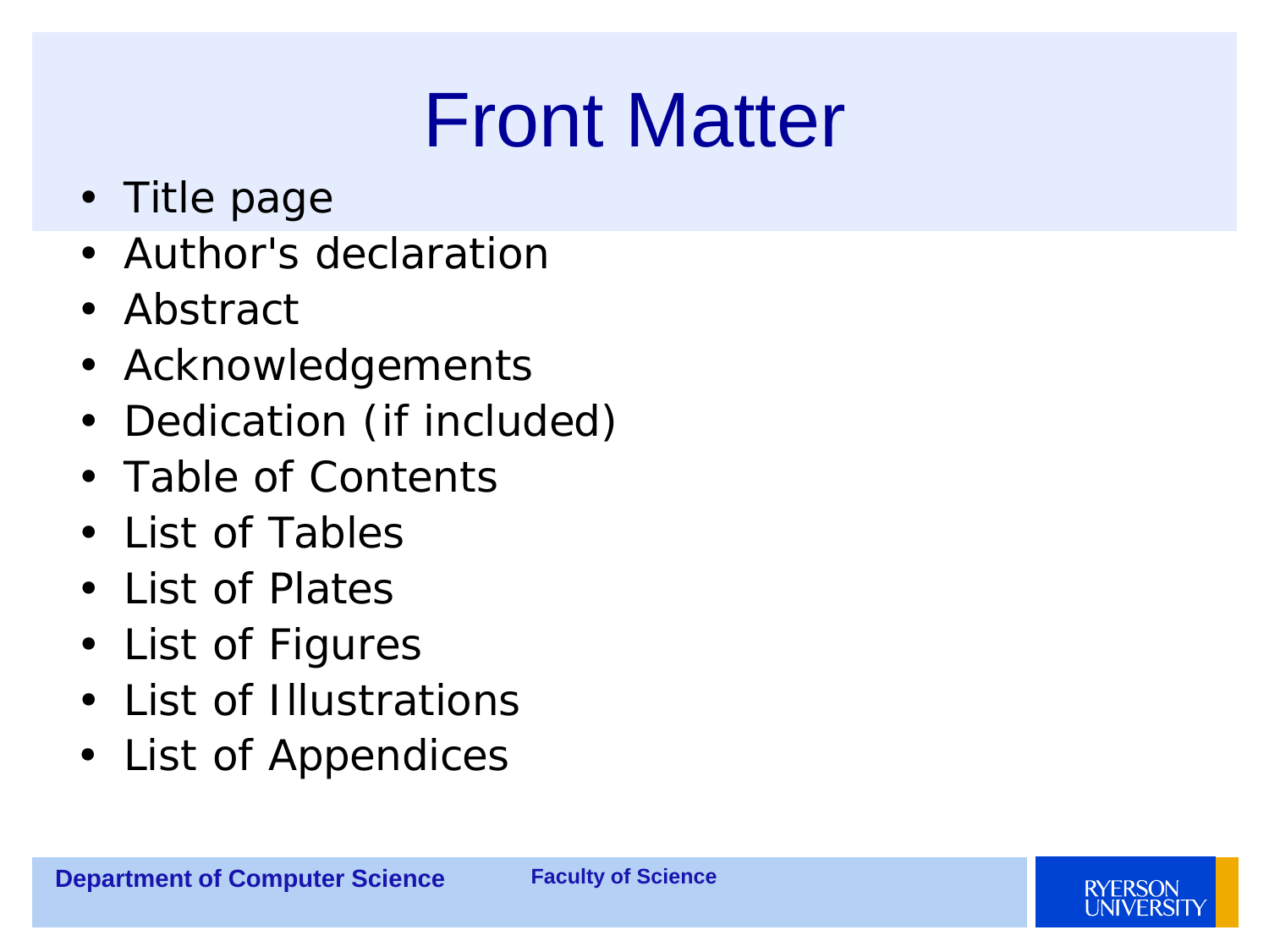# Front Matter

- Title page
- Author's declaration
- Abstract
- Acknowledgements
- Dedication (if included)
- Table of Contents
- List of Tables
- List of Plates
- List of Figures
- List of Illustrations
- List of Appendices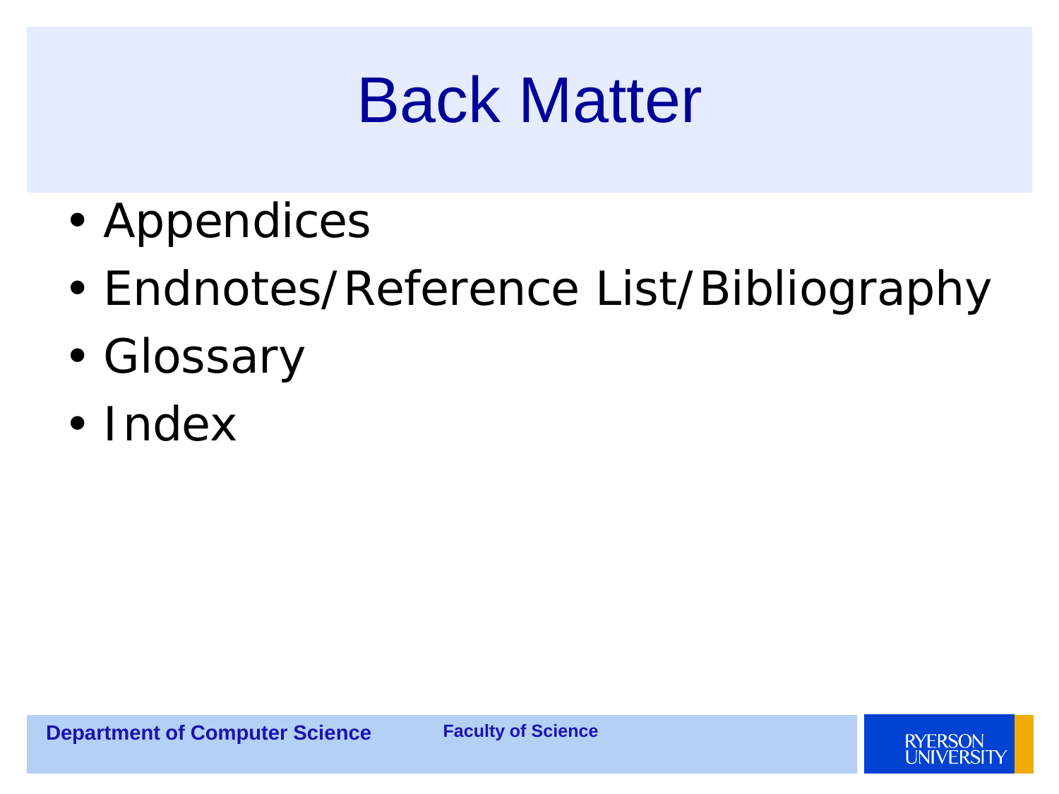# Back Matter

- Appendices
- Endnotes/Reference List/Bibliography
- Glossary
- Index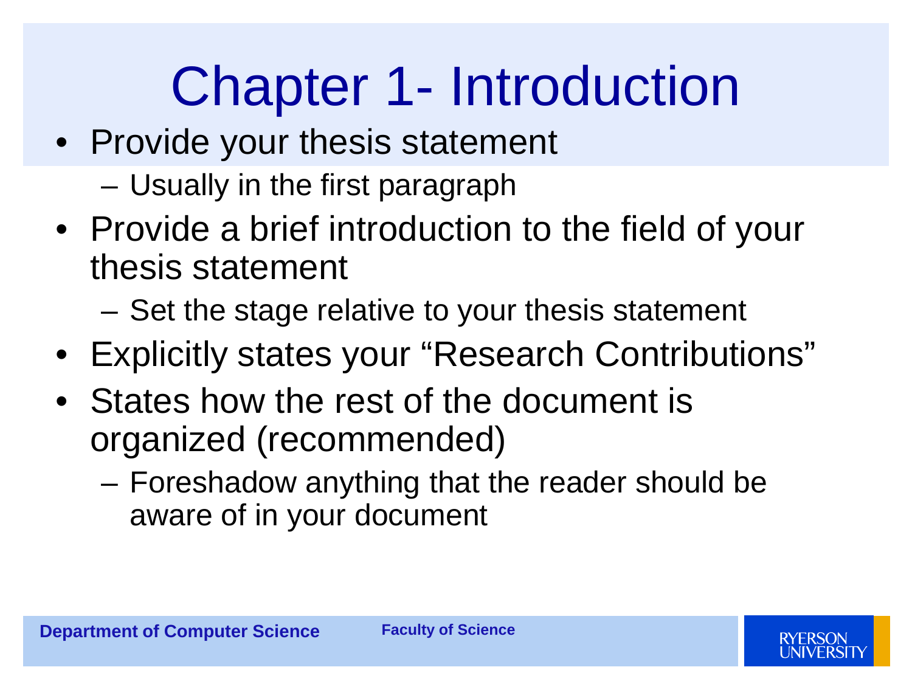# Chapter 1- Introduction

- Provide your thesis statement
  - Usually in the first paragraph
- Provide a brief introduction to the field of your thesis statement
  - Set the stage relative to your thesis statement
- Explicitly states your "Research Contributions"
- States how the rest of the document is organized (recommended)
  - Foreshadow anything that the reader should be aware of in your document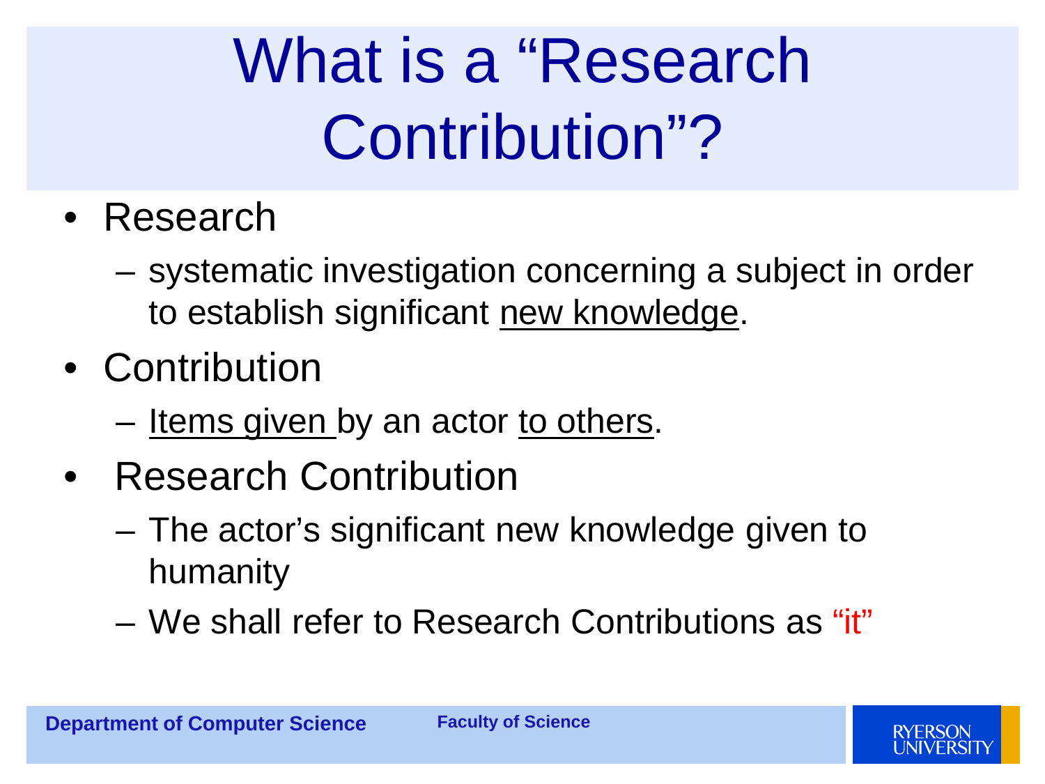# What is a "Research Contribution"?

- Research
  - systematic investigation concerning a subject in order to establish significant <u>new knowledge</u>.
- Contribution
  - <u>Items given</u> by an actor <u>to others</u>.
- Research Contribution
  - The actor's significant new knowledge given to humanity
  - We shall refer to Research Contributions as "it"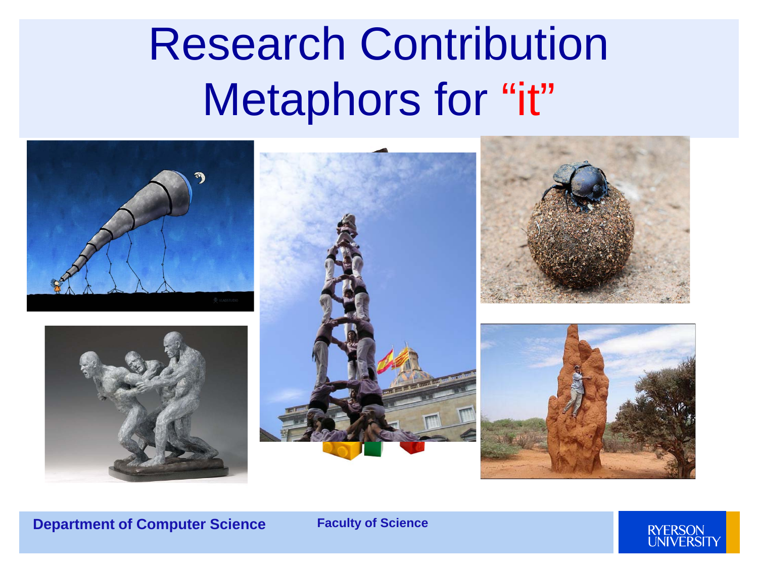# Research Contribution Metaphors for "it"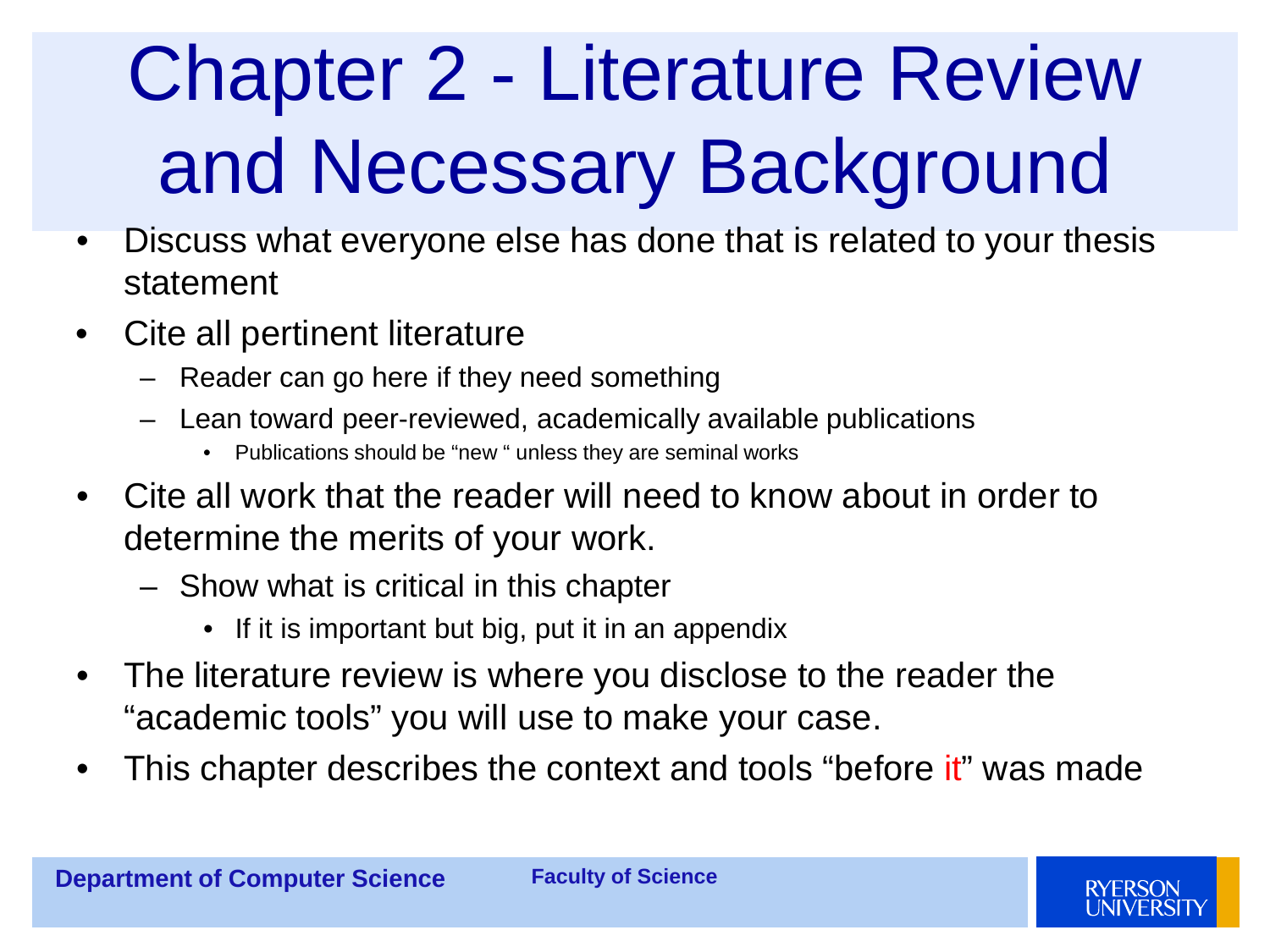# Chapter 2 - Literature Review and Necessary Background

- Discuss what everyone else has done that is related to your thesis statement
- Cite all pertinent literature
  - Reader can go here if they need something
  - Lean toward peer-reviewed, academically available publications
    - Publications should be "new " unless they are seminal works
- Cite all work that the reader will need to know about in order to determine the merits of your work.
  - Show what is critical in this chapter
    - If it is important but big, put it in an appendix
- The literature review is where you disclose to the reader the "academic tools" you will use to make your case.
- This chapter describes the context and tools "before it" was made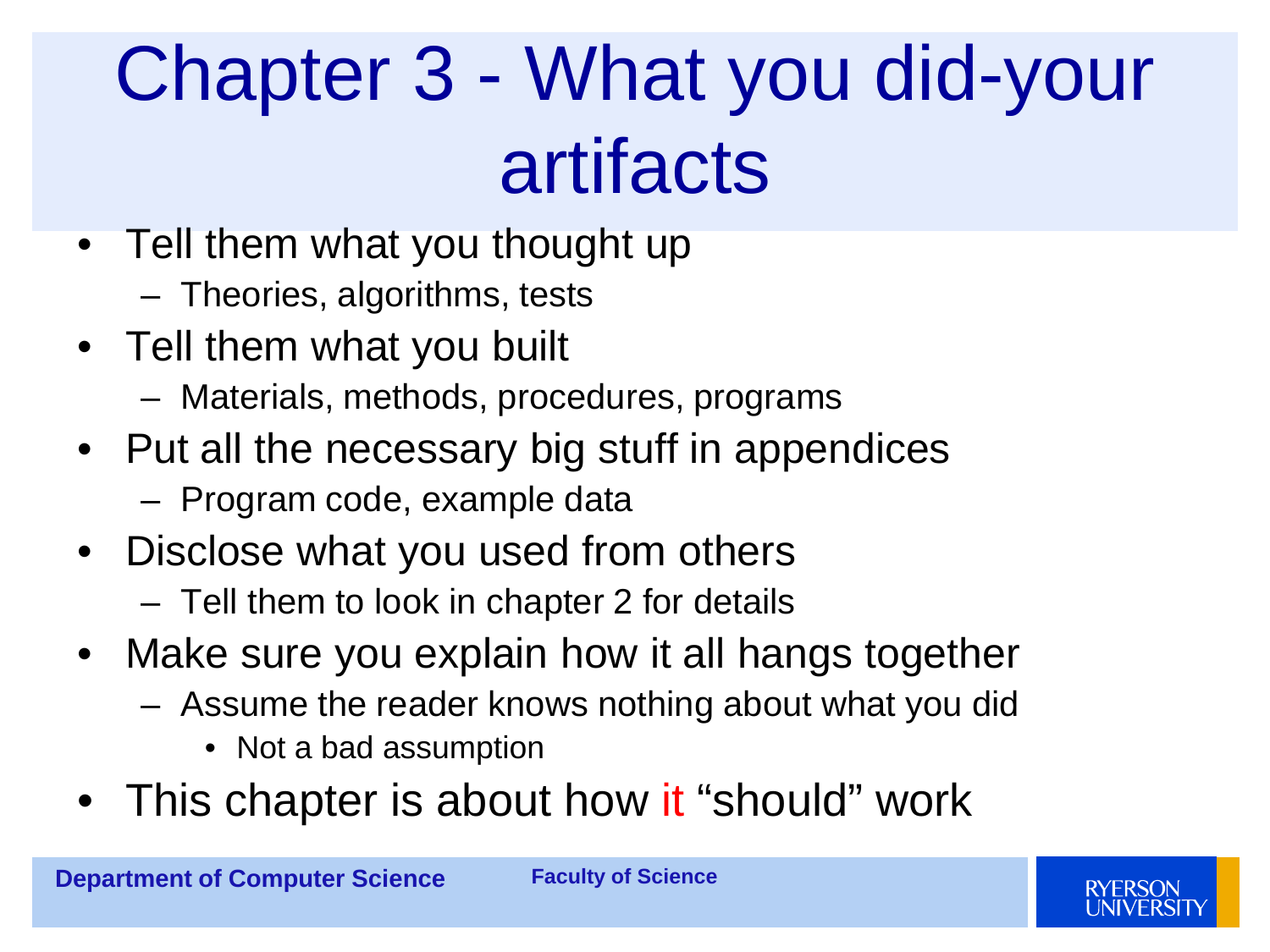# Chapter 3 - What you did-your artifacts

- Tell them what you thought up
  - Theories, algorithms, tests
- Tell them what you built
  - Materials, methods, procedures, programs
- Put all the necessary big stuff in appendices
  - Program code, example data
- Disclose what you used from others
  - Tell them to look in chapter 2 for details
- Make sure you explain how it all hangs together
  - Assume the reader knows nothing about what you did
    - Not a bad assumption
- This chapter is about how it “should” work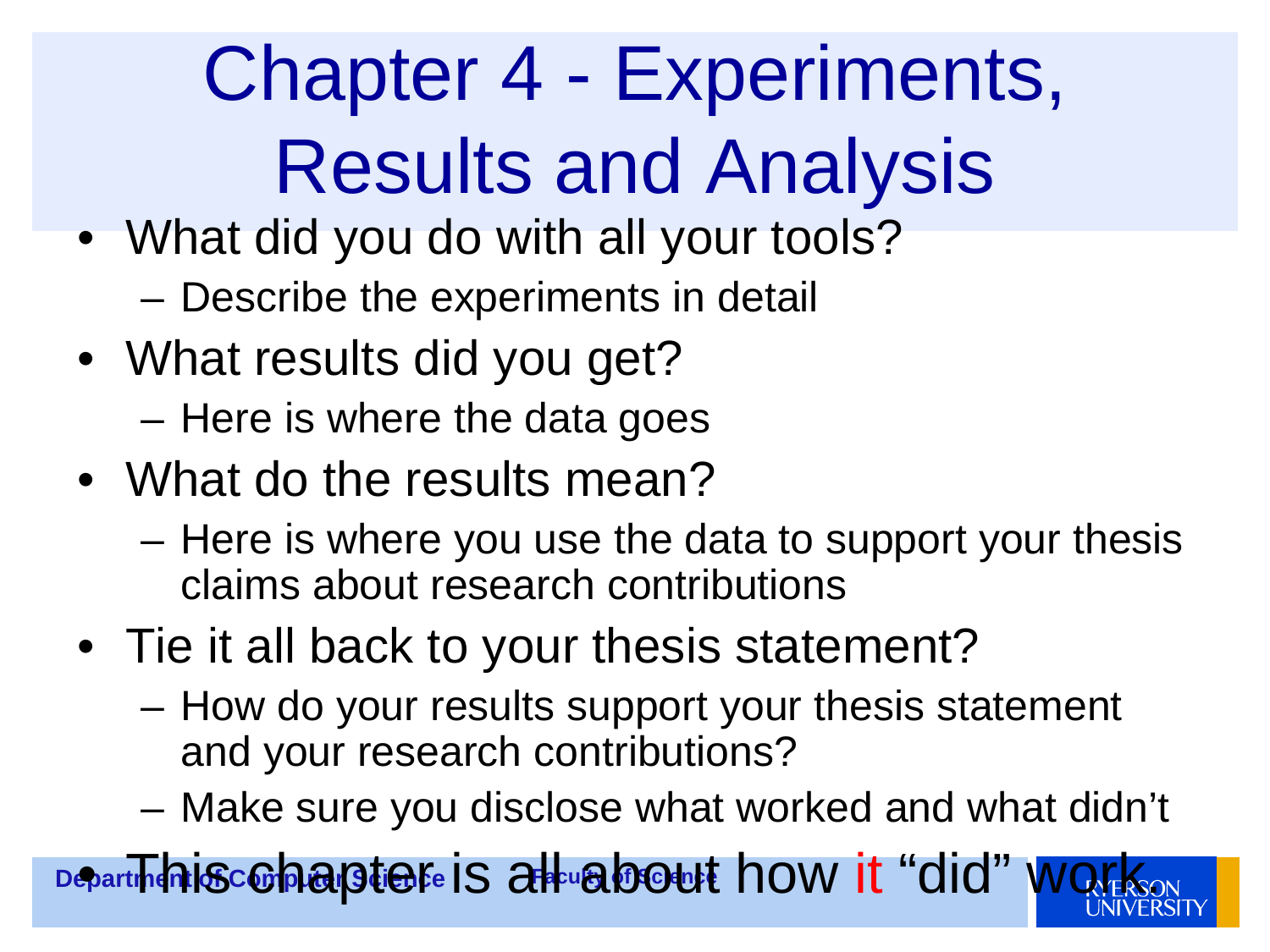# Chapter 4 - Experiments, Results and Analysis

- What did you do with all your tools?
  - Describe the experiments in detail
- What results did you get?
  - Here is where the data goes
- What do the results mean?
  - Here is where you use the data to support your thesis claims about research contributions
- Tie it all back to your thesis statement?
  - How do your results support your thesis statement and your research contributions?
  - Make sure you disclose what worked and what didn't
- This chapter is all about how it "did" work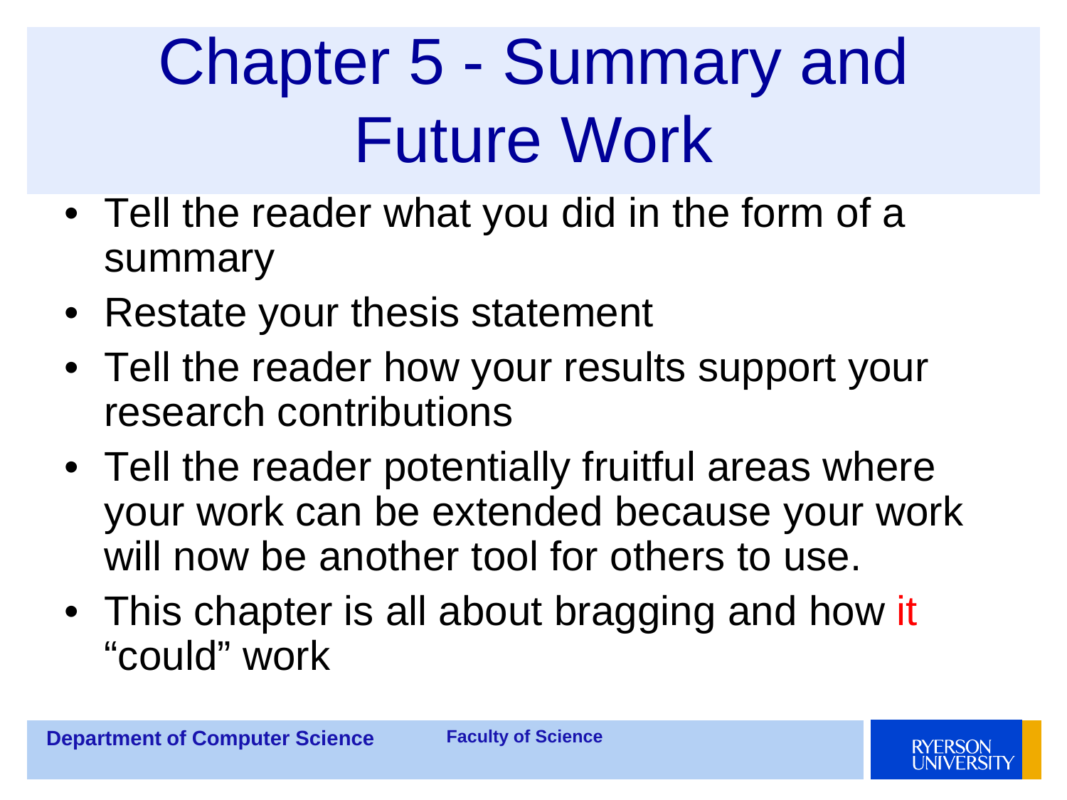# Chapter 5 - Summary and Future Work

- Tell the reader what you did in the form of a summary
- Restate your thesis statement
- Tell the reader how your results support your research contributions
- Tell the reader potentially fruitful areas where your work can be extended because your work will now be another tool for others to use.
- This chapter is all about bragging and how it "could" work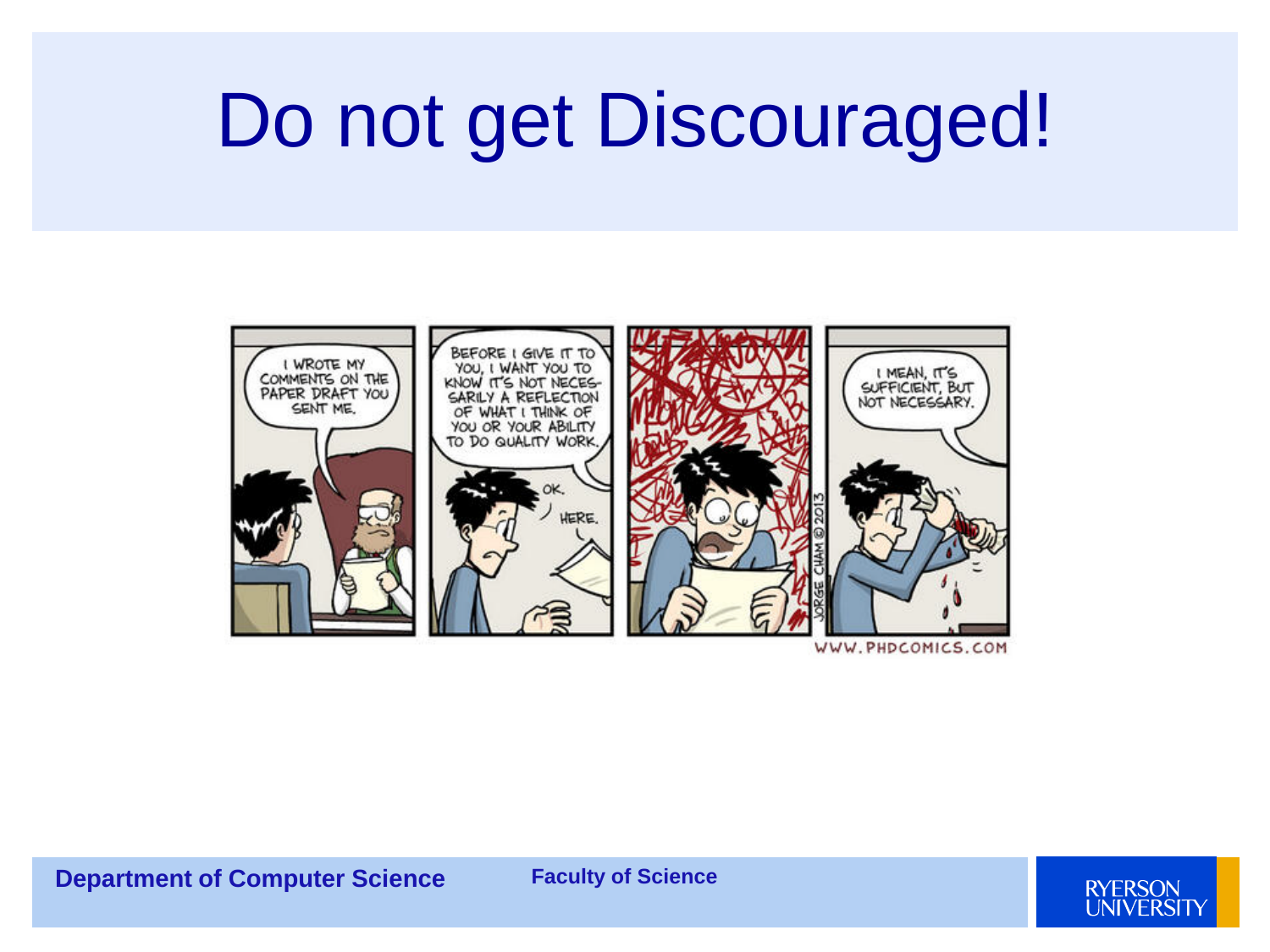# Do not get Discouraged!

I WROTE MY COMMENTS ON THE PAPER DRAFT YOU SENT ME.

BEFORE I GIVE IT TO YOU, I WANT YOU TO KNOW IT'S NOT NECESSARILY A REFLECTION OF WHAT I THINK OF YOU OR YOUR ABILITY TO DO QUALITY WORK.

OK.

HERE.

I MEAN, IT'S SUFFICIENT, BUT NOT NECESSARY.

JORGE CHAM © 2013

WWW.PHDCOMICS.COM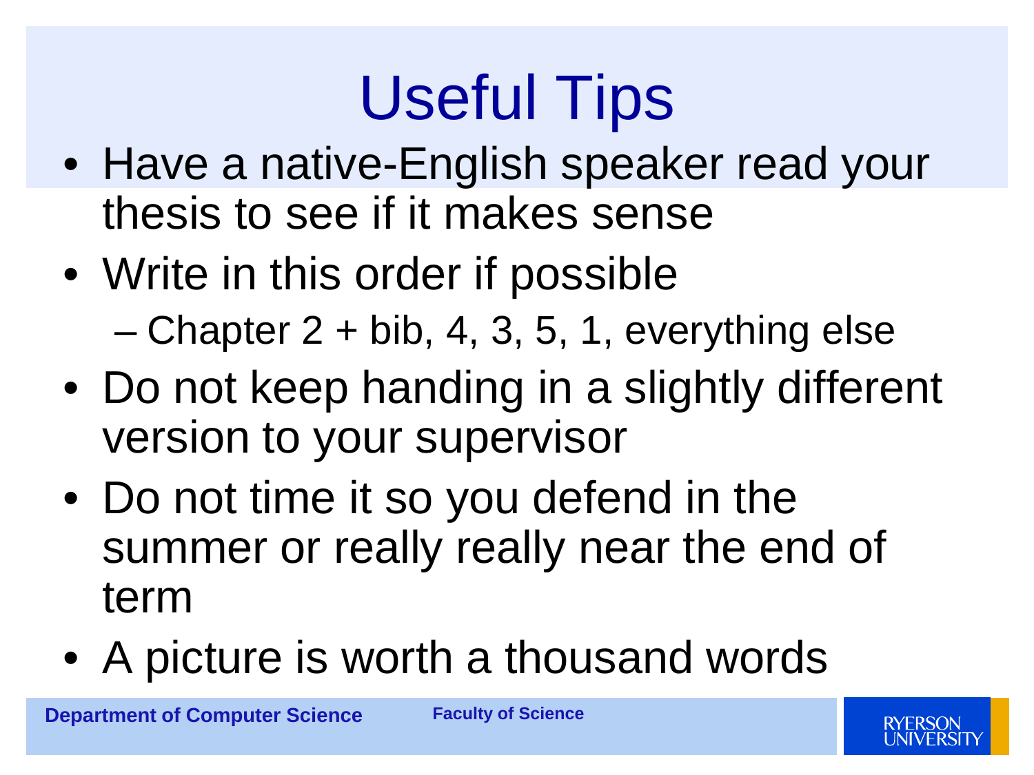# Useful Tips

- Have a native-English speaker read your thesis to see if it makes sense
- Write in this order if possible
  - Chapter 2 + bib, 4, 3, 5, 1, everything else
- Do not keep handing in a slightly different version to your supervisor
- Do not time it so you defend in the summer or really really near the end of term
- A picture is worth a thousand words